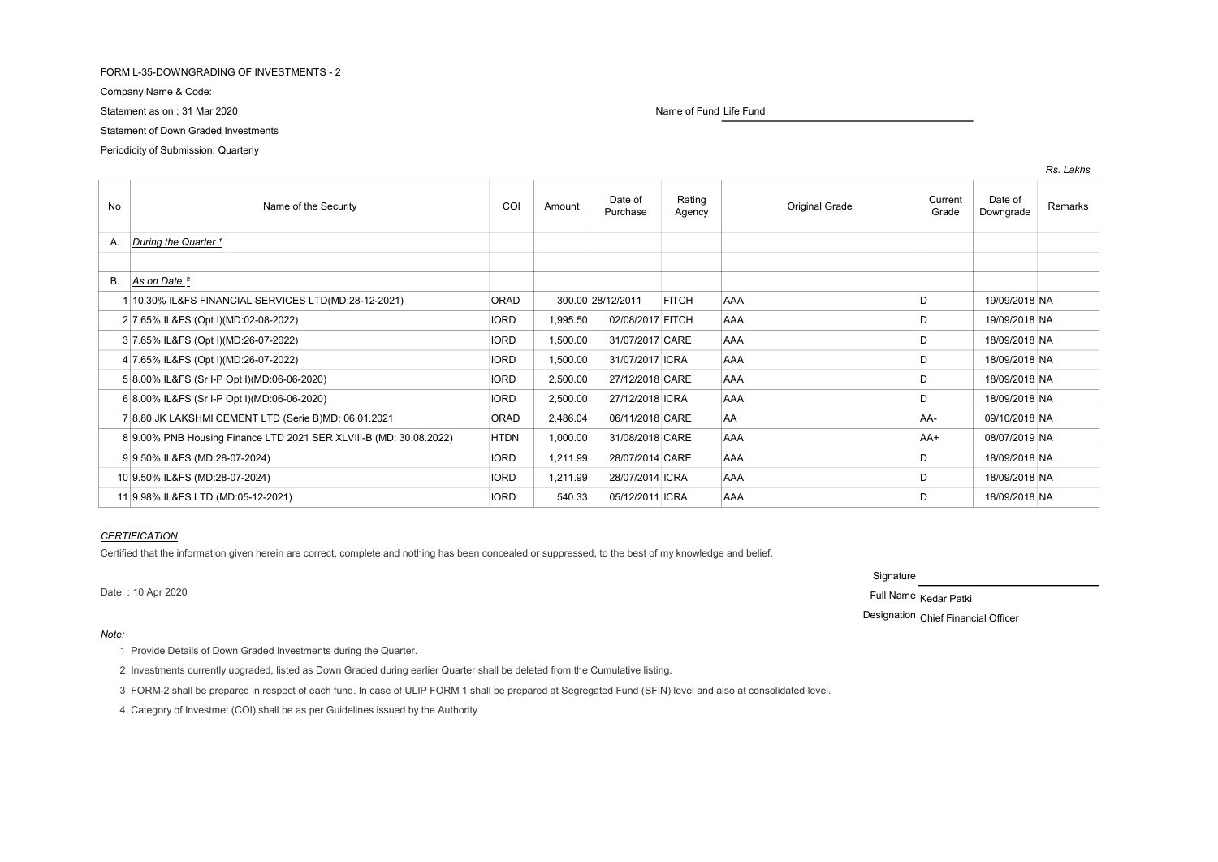FORM L-35-DOWNGRADING OF INVESTMENTS - 2

Company Name & Code:

Statement as on : 31 Mar 2020

Name of Fund Life Fund

Statement of Down Graded Investments

Periodicity of Submission: Quarterly

*Rs. Lakhs*

| No | Name of the Security | COI | Amount | Date of Purchase | Rating Agency | Original Grade | Current Grade | Date of Downgrade | Remarks |
|---|---|---|---|---|---|---|---|---|---|
| A. | *During the Quarter* [1] | | | | | | | | |
| | | | | | | | | | |
| B. | *As on Date* [2] | | | | | | | | |
| 1 | 10.30% IL&FS FINANCIAL SERVICES LTD(MD:28-12-2021) | ORAD | 300.00 | 28/12/2011 | FITCH | AAA | D | 19/09/2018 | NA |
| 2 | 7.65% IL&FS (Opt I)(MD:02-08-2022) | IORD | 1,995.50 | 02/08/2017 | FITCH | AAA | D | 19/09/2018 | NA |
| 3 | 7.65% IL&FS (Opt I)(MD:26-07-2022) | IORD | 1,500.00 | 31/07/2017 | CARE | AAA | D | 18/09/2018 | NA |
| 4 | 7.65% IL&FS (Opt I)(MD:26-07-2022) | IORD | 1,500.00 | 31/07/2017 | ICRA | AAA | D | 18/09/2018 | NA |
| 5 | 8.00% IL&FS (Sr I-P Opt I)(MD:06-06-2020) | IORD | 2,500.00 | 27/12/2018 | CARE | AAA | D | 18/09/2018 | NA |
| 6 | 8.00% IL&FS (Sr I-P Opt I)(MD:06-06-2020) | IORD | 2,500.00 | 27/12/2018 | ICRA | AAA | D | 18/09/2018 | NA |
| 7 | 8.80 JK LAKSHMI CEMENT LTD (Serie B)MD: 06.01.2021 | ORAD | 2,486.04 | 06/11/2018 | CARE | AA | AA- | 09/10/2018 | NA |
| 8 | 9.00% PNB Housing Finance LTD 2021 SER XLVIII-B (MD: 30.08.2022) | HTDN | 1,000.00 | 31/08/2018 | CARE | AAA | AA+ | 08/07/2019 | NA |
| 9 | 9.50% IL&FS (MD:28-07-2024) | IORD | 1,211.99 | 28/07/2014 | CARE | AAA | D | 18/09/2018 | NA |
| 10 | 9.50% IL&FS (MD:28-07-2024) | IORD | 1,211.99 | 28/07/2014 | ICRA | AAA | D | 18/09/2018 | NA |
| 11 | 9.98% IL&FS LTD (MD:05-12-2021) | IORD | 540.33 | 05/12/2011 | ICRA | AAA | D | 18/09/2018 | NA |

*CERTIFICATION*

Certified that the information given herein are correct, complete and nothing has been concealed or suppressed, to the best of my knowledge and belief.

Date : 10 Apr 2020

Signature

Full Name Kedar Patki

Designation Chief Financial Officer

*Note:*

1 Provide Details of Down Graded Investments during the Quarter.

2 Investments currently upgraded, listed as Down Graded during earlier Quarter shall be deleted from the Cumulative listing.

3 FORM-2 shall be prepared in respect of each fund. In case of ULIP FORM 1 shall be prepared at Segregated Fund (SFIN) level and also at consolidated level.

4 Category of Investmet (COI) shall be as per Guidelines issued by the Authority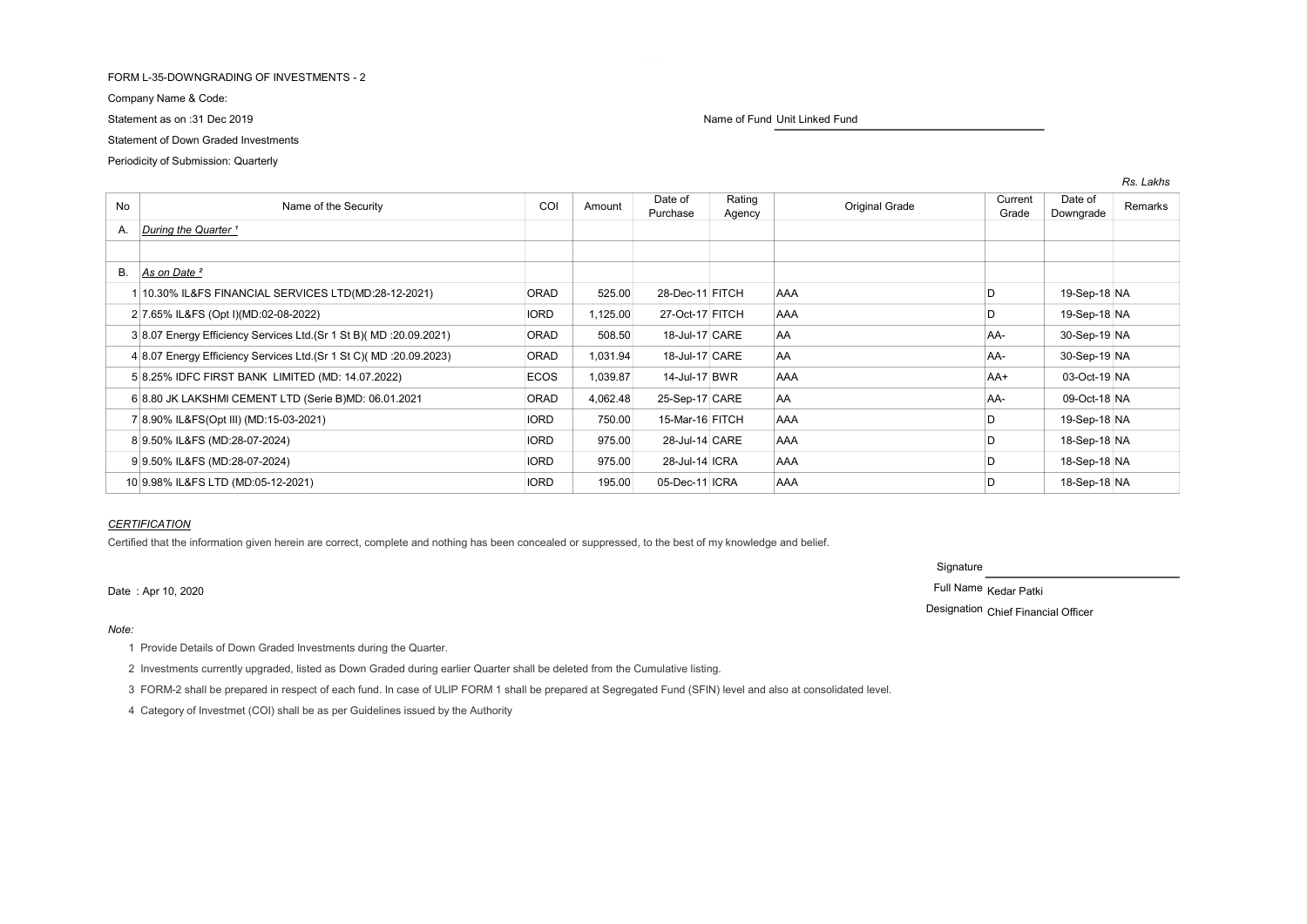FORM L-35-DOWNGRADING OF INVESTMENTS - 2

Company Name & Code:

Statement as on :31 Dec 2019

Name of Fund Unit Linked Fund

Statement of Down Graded Investments

Periodicity of Submission: Quarterly

*Rs. Lakhs*

| No | Name of the Security | COI | Amount | Date of Purchase | Rating Agency | Original Grade | Current Grade | Date of Downgrade | Remarks |
|---|---|---|---|---|---|---|---|---|---|
| A. | *During the Quarter [1]* | | | | | | | | |
| | | | | | | | | | |
| B. | *As on Date [2]* | | | | | | | | |
| 1 | 10.30% IL&FS FINANCIAL SERVICES LTD(MD:28-12-2021) | ORAD | 525.00 | 28-Dec-11 | FITCH | AAA | D | 19-Sep-18 | NA |
| 2 | 7.65% IL&FS (Opt I)(MD:02-08-2022) | IORD | 1,125.00 | 27-Oct-17 | FITCH | AAA | D | 19-Sep-18 | NA |
| 3 | 8.07 Energy Efficiency Services Ltd.(Sr 1 St B)( MD :20.09.2021) | ORAD | 508.50 | 18-Jul-17 | CARE | AA | AA- | 30-Sep-19 | NA |
| 4 | 8.07 Energy Efficiency Services Ltd.(Sr 1 St C)( MD :20.09.2023) | ORAD | 1,031.94 | 18-Jul-17 | CARE | AA | AA- | 30-Sep-19 | NA |
| 5 | 8.25% IDFC FIRST BANK LIMITED (MD: 14.07.2022) | ECOS | 1,039.87 | 14-Jul-17 | BWR | AAA | AA+ | 03-Oct-19 | NA |
| 6 | 8.80 JK LAKSHMI CEMENT LTD (Serie B)MD: 06.01.2021 | ORAD | 4,062.48 | 25-Sep-17 | CARE | AA | AA- | 09-Oct-18 | NA |
| 7 | 8.90% IL&FS(Opt III) (MD:15-03-2021) | IORD | 750.00 | 15-Mar-16 | FITCH | AAA | D | 19-Sep-18 | NA |
| 8 | 9.50% IL&FS (MD:28-07-2024) | IORD | 975.00 | 28-Jul-14 | CARE | AAA | D | 18-Sep-18 | NA |
| 9 | 9.50% IL&FS (MD:28-07-2024) | IORD | 975.00 | 28-Jul-14 | ICRA | AAA | D | 18-Sep-18 | NA |
| 10 | 9.98% IL&FS LTD (MD:05-12-2021) | IORD | 195.00 | 05-Dec-11 | ICRA | AAA | D | 18-Sep-18 | NA |

*CERTIFICATION*

Certified that the information given herein are correct, complete and nothing has been concealed or suppressed, to the best of my knowledge and belief.

Signature

Date : Apr 10, 2020

Full Name Kedar Patki

Designation Chief Financial Officer

*Note:*

1 Provide Details of Down Graded Investments during the Quarter.

2 Investments currently upgraded, listed as Down Graded during earlier Quarter shall be deleted from the Cumulative listing.

3 FORM-2 shall be prepared in respect of each fund. In case of ULIP FORM 1 shall be prepared at Segregated Fund (SFIN) level and also at consolidated level.

4 Category of Investmet (COI) shall be as per Guidelines issued by the Authority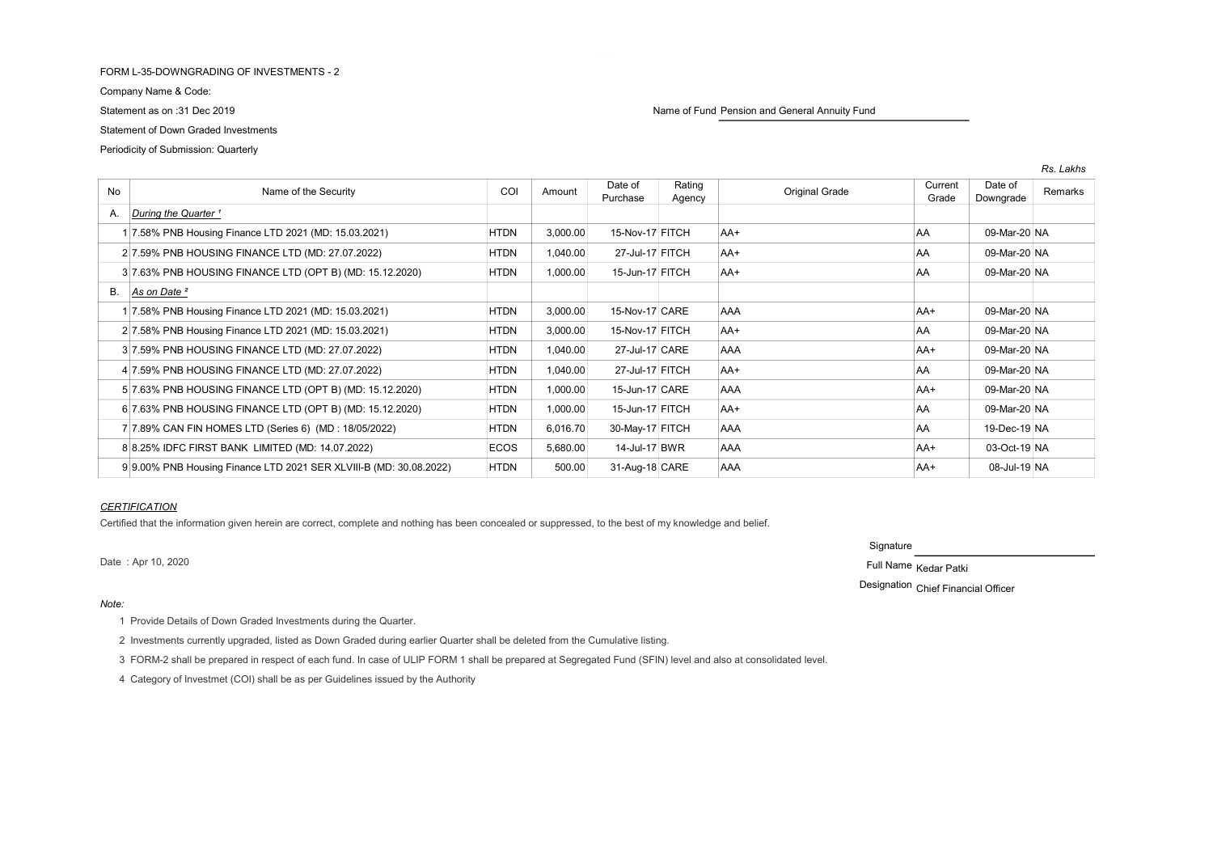FORM L-35-DOWNGRADING OF INVESTMENTS - 2

Company Name & Code:

Statement as on :31 Dec 2019

Name of Fund Pension and General Annuity Fund

Statement of Down Graded Investments

Periodicity of Submission: Quarterly

*Rs. Lakhs*

| No | Name of the Security | COI | Amount | Date of Purchase | Rating Agency | Original Grade | Current Grade | Date of Downgrade | Remarks |
|---|---|---|---|---|---|---|---|---|---|
| A. | *During the Quarter [1]* | | | | | | | | |
| 1 | 7.58% PNB Housing Finance LTD 2021 (MD: 15.03.2021) | HTDN | 3,000.00 | 15-Nov-17 | FITCH | AA+ | AA | 09-Mar-20 | NA |
| 2 | 7.59% PNB HOUSING FINANCE LTD (MD: 27.07.2022) | HTDN | 1,040.00 | 27-Jul-17 | FITCH | AA+ | AA | 09-Mar-20 | NA |
| 3 | 7.63% PNB HOUSING FINANCE LTD (OPT B) (MD: 15.12.2020) | HTDN | 1,000.00 | 15-Jun-17 | FITCH | AA+ | AA | 09-Mar-20 | NA |
| B. | *As on Date [2]* | | | | | | | | |
| 1 | 7.58% PNB Housing Finance LTD 2021 (MD: 15.03.2021) | HTDN | 3,000.00 | 15-Nov-17 | CARE | AAA | AA+ | 09-Mar-20 | NA |
| 2 | 7.58% PNB Housing Finance LTD 2021 (MD: 15.03.2021) | HTDN | 3,000.00 | 15-Nov-17 | FITCH | AA+ | AA | 09-Mar-20 | NA |
| 3 | 7.59% PNB HOUSING FINANCE LTD (MD: 27.07.2022) | HTDN | 1,040.00 | 27-Jul-17 | CARE | AAA | AA+ | 09-Mar-20 | NA |
| 4 | 7.59% PNB HOUSING FINANCE LTD (MD: 27.07.2022) | HTDN | 1,040.00 | 27-Jul-17 | FITCH | AA+ | AA | 09-Mar-20 | NA |
| 5 | 7.63% PNB HOUSING FINANCE LTD (OPT B) (MD: 15.12.2020) | HTDN | 1,000.00 | 15-Jun-17 | CARE | AAA | AA+ | 09-Mar-20 | NA |
| 6 | 7.63% PNB HOUSING FINANCE LTD (OPT B) (MD: 15.12.2020) | HTDN | 1,000.00 | 15-Jun-17 | FITCH | AA+ | AA | 09-Mar-20 | NA |
| 7 | 7.89% CAN FIN HOMES LTD (Series 6) (MD : 18/05/2022) | HTDN | 6,016.70 | 30-May-17 | FITCH | AAA | AA | 19-Dec-19 | NA |
| 8 | 8.25% IDFC FIRST BANK LIMITED (MD: 14.07.2022) | ECOS | 5,680.00 | 14-Jul-17 | BWR | AAA | AA+ | 03-Oct-19 | NA |
| 9 | 9.00% PNB Housing Finance LTD 2021 SER XLVIII-B (MD: 30.08.2022) | HTDN | 500.00 | 31-Aug-18 | CARE | AAA | AA+ | 08-Jul-19 | NA |

***CERTIFICATION***

Certified that the information given herein are correct, complete and nothing has been concealed or suppressed, to the best of my knowledge and belief.

Signature

Date : Apr 10, 2020

Full Name Kedar Patki

Designation Chief Financial Officer

*Note:*

1 Provide Details of Down Graded Investments during the Quarter.

2 Investments currently upgraded, listed as Down Graded during earlier Quarter shall be deleted from the Cumulative listing.

3 FORM-2 shall be prepared in respect of each fund. In case of ULIP FORM 1 shall be prepared at Segregated Fund (SFIN) level and also at consolidated level.

4 Category of Investmet (COI) shall be as per Guidelines issued by the Authority